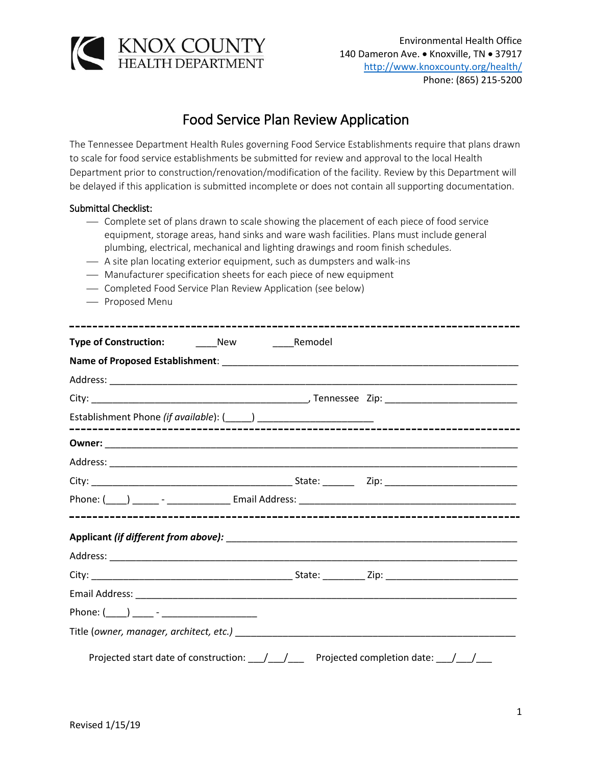KNOX COUNTY
HEALTH DEPARTMENT

Environmental Health Office
140 Dameron Ave. • Knoxville, TN • 37917
http://www.knoxcounty.org/health/
Phone: (865) 215-5200

# Food Service Plan Review Application

The Tennessee Department Health Rules governing Food Service Establishments require that plans drawn to scale for food service establishments be submitted for review and approval to the local Health Department prior to construction/renovation/modification of the facility. Review by this Department will be delayed if this application is submitted incomplete or does not contain all supporting documentation.

Submittal Checklist:

- Complete set of plans drawn to scale showing the placement of each piece of food service equipment, storage areas, hand sinks and ware wash facilities. Plans must include general plumbing, electrical, mechanical and lighting drawings and room finish schedules.
- A site plan locating exterior equipment, such as dumpsters and walk-ins
- Manufacturer specification sheets for each piece of new equipment
- Completed Food Service Plan Review Application (see below)
- Proposed Menu

---

**Type of Construction:** ____New ____Remodel

**Name of Proposed Establishment**: ______________________________________________

Address: ______________________________________________________________

City: ________________________________, Tennessee Zip: ____________________

Establishment Phone *(if available)*: (_____) ____________________

---

**Owner:** ______________________________________________________________

Address: ______________________________________________________________

City: ________________________________ State: ______ Zip: ____________________

Phone: (____) _____ - ____________ Email Address: ________________________________

---

***Applicant (if different from above):*** ______________________________________________

Address: ______________________________________________________________

City: ________________________________ State: ________ Zip: ____________________

Email Address: __________________________________________________________

Phone: (____) ____ - __________________

Title (*owner, manager, architect, etc.*) ______________________________________________

Projected start date of construction: ___/___/___ Projected completion date: ___/___/___

Revised 1/15/19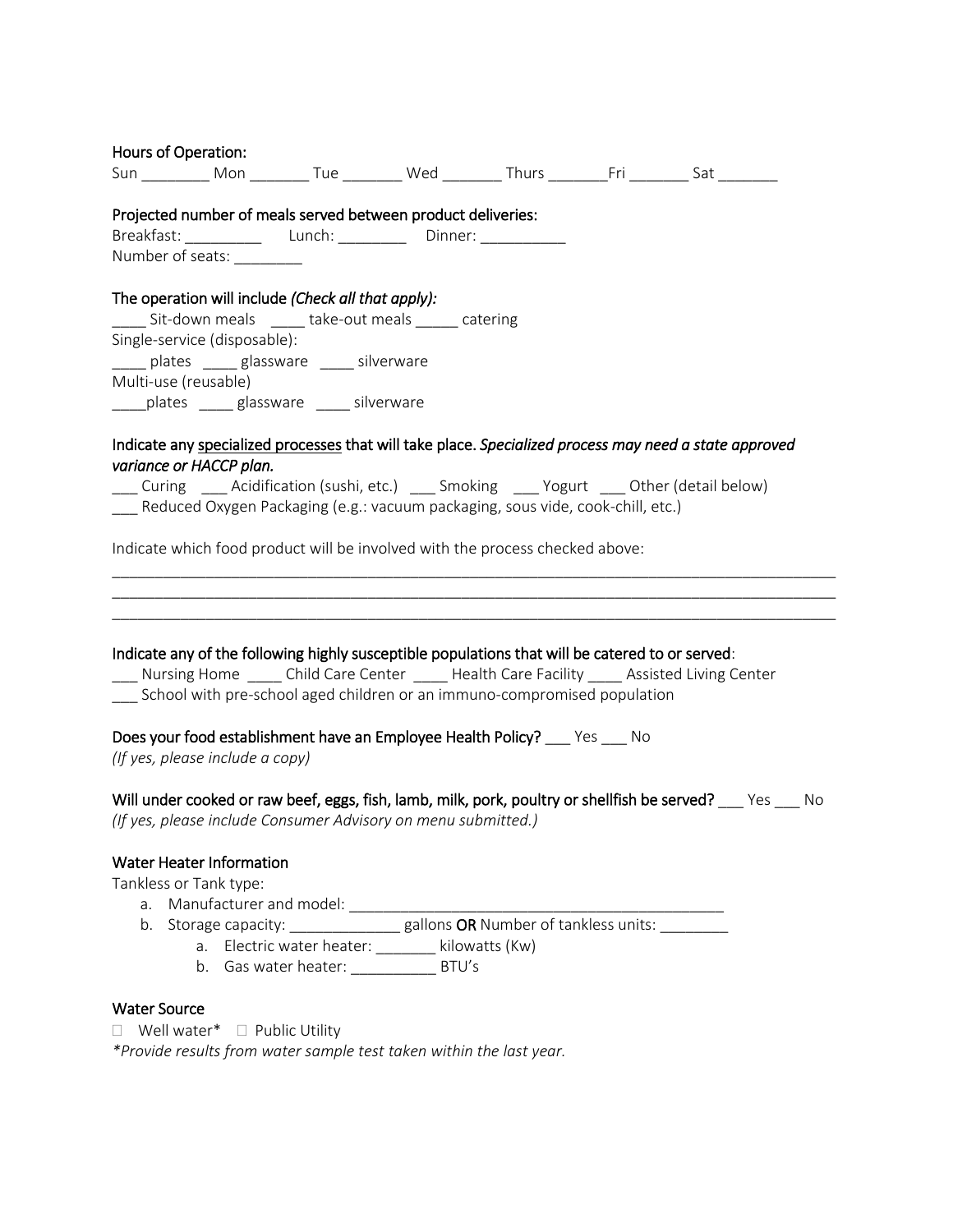**Hours of Operation:**

Sun ________ Mon _______ Tue _______ Wed _______ Thurs _______Fri _______ Sat _______

**Projected number of meals served between product deliveries:**

Breakfast: _________ Lunch: ________ Dinner: __________

Number of seats: ________

**The operation will include** ***(Check all that apply):***

____ Sit-down meals ____ take-out meals _____ catering

Single-service (disposable):

____ plates ____ glassware ____ silverware

Multi-use (reusable)

____plates ____ glassware ____ silverware

**Indicate any specialized processes that will take place.** ***Specialized process may need a state approved variance or HACCP plan.***

___ Curing ___ Acidification (sushi, etc.) ___ Smoking ___ Yogurt ___ Other (detail below)

___ Reduced Oxygen Packaging (e.g.: vacuum packaging, sous vide, cook-chill, etc.)

Indicate which food product will be involved with the process checked above:

_____________________________________________________________________________________

_____________________________________________________________________________________

_____________________________________________________________________________________

**Indicate any of the following highly susceptible populations that will be catered to or served:**

___ Nursing Home ____ Child Care Center ____ Health Care Facility ____ Assisted Living Center

___ School with pre-school aged children or an immuno-compromised population

**Does your food establishment have an Employee Health Policy?** ___ Yes ___ No

*(If yes, please include a copy)*

**Will under cooked or raw beef, eggs, fish, lamb, milk, pork, poultry or shellfish be served?** ___ Yes ___ No

*(If yes, please include Consumer Advisory on menu submitted.)*

**Water Heater Information**

Tankless or Tank type:

a. Manufacturer and model: ___________________________________________
b. Storage capacity: _____________ gallons **OR** Number of tankless units: ________
    a. Electric water heater: _______ kilowatts (Kw)
    b. Gas water heater: __________ BTU's

**Water Source**

☐ Well water* ☐ Public Utility

*\*Provide results from water sample test taken within the last year.*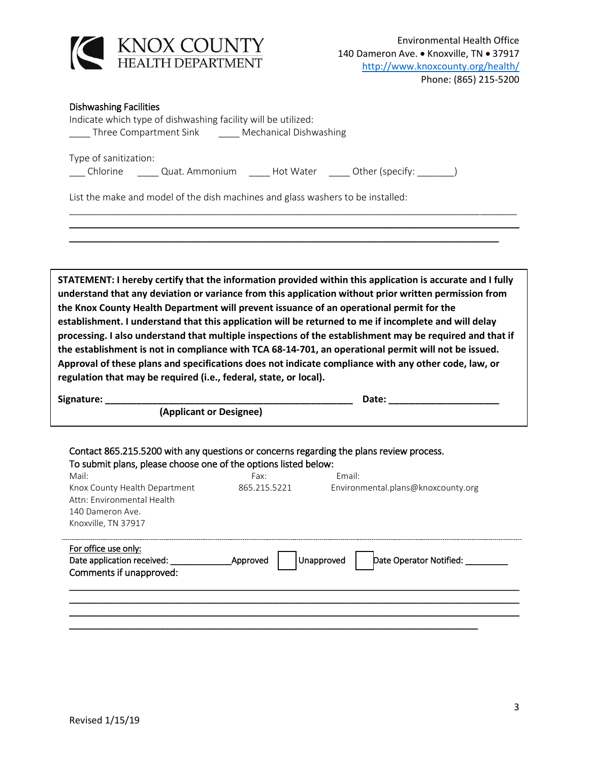Environmental Health Office
140 Dameron Ave. • Knoxville, TN • 37917
http://www.knoxcounty.org/health/
Phone: (865) 215-5200

## Dishwashing Facilities

Indicate which type of dishwashing facility will be utilized:
____ Three Compartment Sink ____ Mechanical Dishwashing

Type of sanitization:
___ Chlorine ____ Quat. Ammonium ____ Hot Water ____ Other (specify: _______)

List the make and model of the dish machines and glass washers to be installed:

_______________________________________________________________________________
_______________________________________________________________________________
_______________________________________________________________________________

**STATEMENT: I hereby certify that the information provided within this application is accurate and I fully understand that any deviation or variance from this application without prior written permission from the Knox County Health Department will prevent issuance of an operational permit for the establishment. I understand that this application will be returned to me if incomplete and will delay processing. I also understand that multiple inspections of the establishment may be required and that if the establishment is not in compliance with TCA 68-14-701, an operational permit will not be issued. Approval of these plans and specifications does not indicate compliance with any other code, law, or regulation that may be required (i.e., federal, state, or local).**

**Signature: _______________________________________________ Date: ____________________**
**(Applicant or Designee)**

Contact 865.215.5200 with any questions or concerns regarding the plans review process.
To submit plans, please choose one of the options listed below:

| Mail: | Fax: | Email: |
| --- | --- | --- |
| Knox County Health Department<br>Attn: Environmental Health<br>140 Dameron Ave.<br>Knoxville, TN 37917 | 865.215.5221 | Environmental.plans@knoxcounty.org |

---

For office use only:
Date application received: ____________ Approved ☐ Unapproved ☐ Date Operator Notified: ________
Comments if unapproved:

_______________________________________________________________________________
_______________________________________________________________________________
_______________________________________________________________________________
_______________________________________________________________________________

Revised 1/15/19